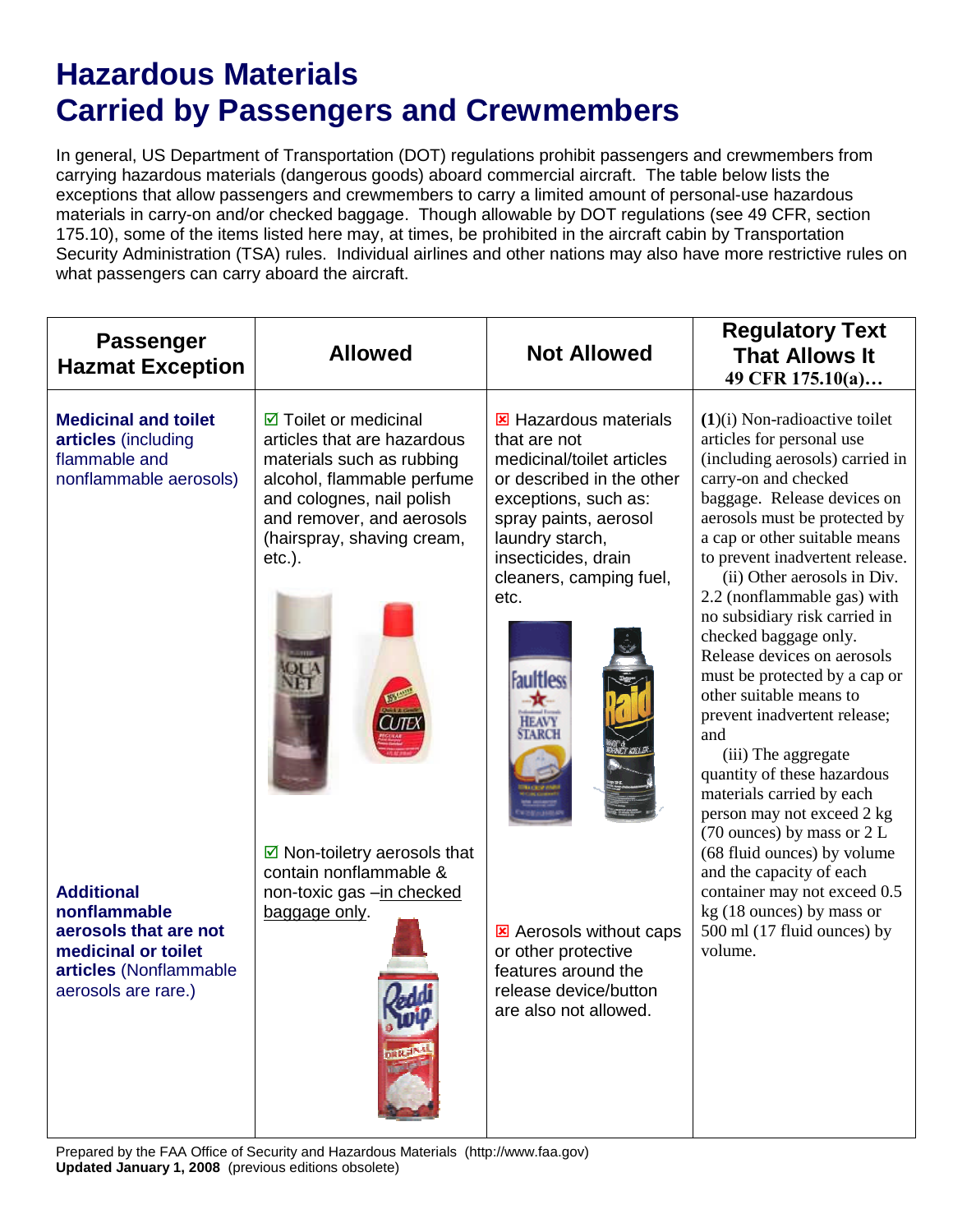# Hazardous Materials Carried by Passengers and Crewmembers

In general, US Department of Transportation (DOT) regulations prohibit passengers and crewmembers from carrying hazardous materials (dangerous goods) aboard commercial aircraft. The table below lists the exceptions that allow passengers and crewmembers to carry a limited amount of personal-use hazardous materials in carry-on and/or checked baggage. Though allowable by DOT regulations (see 49 CFR, section 175.10), some of the items listed here may, at times, be prohibited in the aircraft cabin by Transportation Security Administration (TSA) rules. Individual airlines and other nations may also have more restrictive rules on what passengers can carry aboard the aircraft.

| Passenger Hazmat Exception | Allowed | Not Allowed | Regulatory Text That Allows It 49 CFR 175.10(a)… |
|---|---|---|---|
| **Medicinal and toilet articles** (including flammable and nonflammable aerosols) | ☑ Toilet or medicinal articles that are hazardous materials such as rubbing alcohol, flammable perfume and colognes, nail polish and remover, and aerosols (hairspray, shaving cream, etc.). | ☒ Hazardous materials that are not medicinal/toilet articles or described in the other exceptions, such as: spray paints, aerosol laundry starch, insecticides, drain cleaners, camping fuel, etc. | **(1)**(i) Non-radioactive toilet articles for personal use (including aerosols) carried in carry-on and checked baggage. Release devices on aerosols must be protected by a cap or other suitable means to prevent inadvertent release.<br>(ii) Other aerosols in Div. 2.2 (nonflammable gas) with no subsidiary risk carried in checked baggage only. Release devices on aerosols must be protected by a cap or other suitable means to prevent inadvertent release; and<br>(iii) The aggregate quantity of these hazardous materials carried by each person may not exceed 2 kg (70 ounces) by mass or 2 L (68 fluid ounces) by volume and the capacity of each container may not exceed 0.5 kg (18 ounces) by mass or 500 ml (17 fluid ounces) by volume. |
| **Additional nonflammable aerosols that are not medicinal or toilet articles** (Nonflammable aerosols are rare.) | ☑ Non-toiletry aerosols that contain nonflammable & non-toxic gas –in checked baggage only. | ☒ Aerosols without caps or other protective features around the release device/button are also not allowed. | |

Prepared by the FAA Office of Security and Hazardous Materials (http://www.faa.gov)
**Updated January 1, 2008** (previous editions obsolete)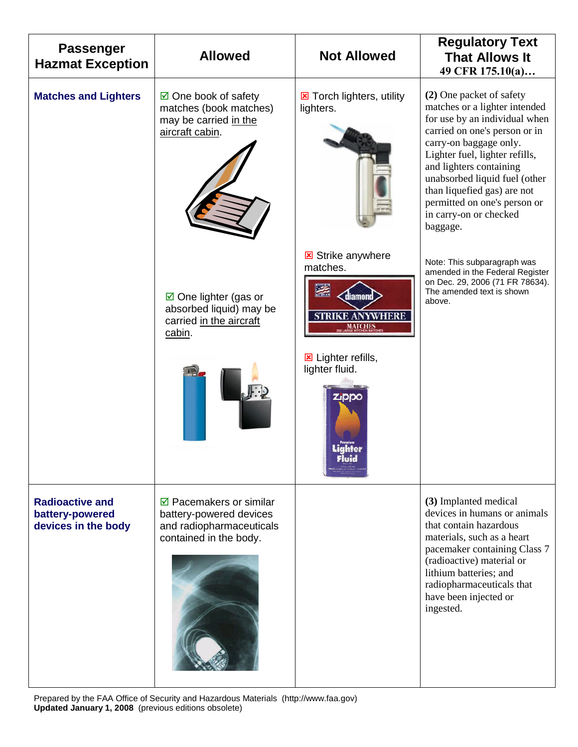| Passenger Hazmat Exception | Allowed | Not Allowed | Regulatory Text That Allows It 49 CFR 175.10(a)… |
|---|---|---|---|
| **Matches and Lighters** | ☑ One book of safety matches (book matches) may be carried in the aircraft cabin.<br><br>☑ One lighter (gas or absorbed liquid) may be carried in the aircraft cabin. | ☒ Torch lighters, utility lighters.<br><br>☒ Strike anywhere matches.<br><br>☒ Lighter refills, lighter fluid. | **(2)** One packet of safety matches or a lighter intended for use by an individual when carried on one's person or in carry-on baggage only. Lighter fuel, lighter refills, and lighters containing unabsorbed liquid fuel (other than liquefied gas) are not permitted on one's person or in carry-on or checked baggage.<br><br>Note: This subparagraph was amended in the Federal Register on Dec. 29, 2006 (71 FR 78634). The amended text is shown above. |
| **Radioactive and battery-powered devices in the body** | ☑ Pacemakers or similar battery-powered devices and radiopharmaceuticals contained in the body. | | **(3)** Implanted medical devices in humans or animals that contain hazardous materials, such as a heart pacemaker containing Class 7 (radioactive) material or lithium batteries; and radiopharmaceuticals that have been injected or ingested. |

Prepared by the FAA Office of Security and Hazardous Materials (http://www.faa.gov)
**Updated January 1, 2008** (previous editions obsolete)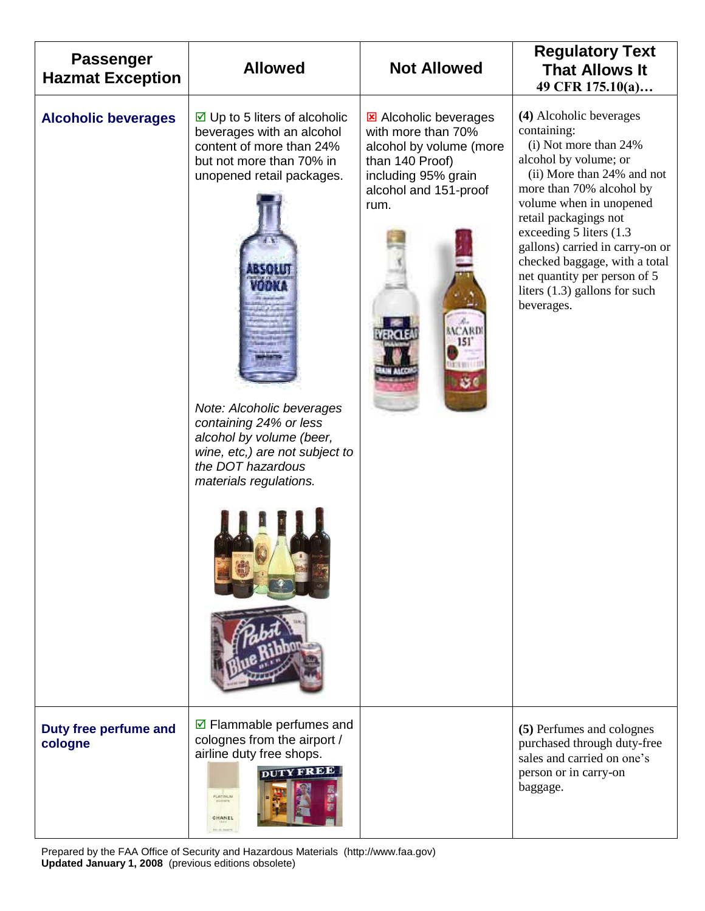| Passenger Hazmat Exception | Allowed | Not Allowed | Regulatory Text That Allows It 49 CFR 175.10(a)… |
|---|---|---|---|
| **Alcoholic beverages** | ☑ Up to 5 liters of alcoholic beverages with an alcohol content of more than 24% but not more than 70% in unopened retail packages. <br><br> *Note: Alcoholic beverages containing 24% or less alcohol by volume (beer, wine, etc,) are not subject to the DOT hazardous materials regulations.* | ☒ Alcoholic beverages with more than 70% alcohol by volume (more than 140 Proof) including 95% grain alcohol and 151-proof rum. | **(4)** Alcoholic beverages containing: <br> (i) Not more than 24% alcohol by volume; or <br> (ii) More than 24% and not more than 70% alcohol by volume when in unopened retail packagings not exceeding 5 liters (1.3 gallons) carried in carry-on or checked baggage, with a total net quantity per person of 5 liters (1.3) gallons for such beverages. |
| **Duty free perfume and cologne** | ☑ Flammable perfumes and colognes from the airport / airline duty free shops. | | **(5)** Perfumes and colognes purchased through duty-free sales and carried on one's person or in carry-on baggage. |

Prepared by the FAA Office of Security and Hazardous Materials (http://www.faa.gov)
**Updated January 1, 2008** (previous editions obsolete)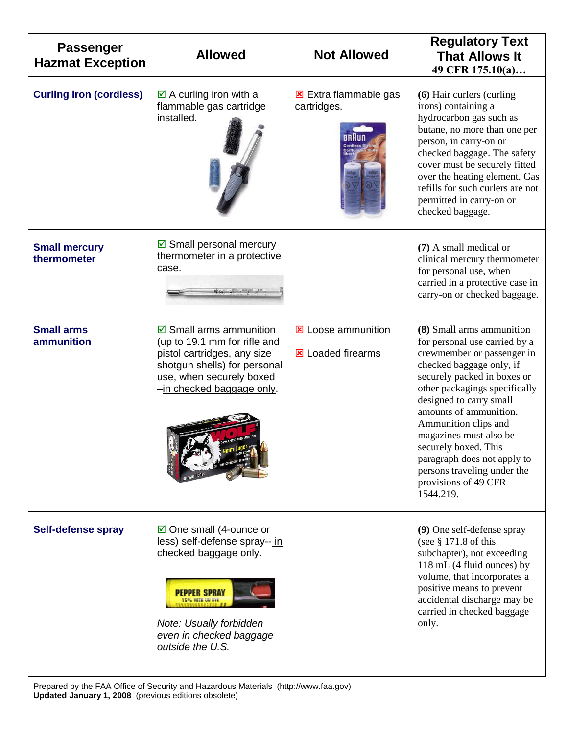| Passenger Hazmat Exception | Allowed | Not Allowed | Regulatory Text That Allows It 49 CFR 175.10(a)… |
|---|---|---|---|
| **Curling iron (cordless)** | ☑ A curling iron with a flammable gas cartridge installed. | ☒ Extra flammable gas cartridges. | **(6)** Hair curlers (curling irons) containing a hydrocarbon gas such as butane, no more than one per person, in carry-on or checked baggage. The safety cover must be securely fitted over the heating element. Gas refills for such curlers are not permitted in carry-on or checked baggage. |
| **Small mercury thermometer** | ☑ Small personal mercury thermometer in a protective case. | | **(7)** A small medical or clinical mercury thermometer for personal use, when carried in a protective case in carry-on or checked baggage. |
| **Small arms ammunition** | ☑ Small arms ammunition (up to 19.1 mm for rifle and pistol cartridges, any size shotgun shells) for personal use, when securely boxed –<u>in checked baggage only</u>. | ☒ Loose ammunition<br><br>☒ Loaded firearms | **(8)** Small arms ammunition for personal use carried by a crewmember or passenger in checked baggage only, if securely packed in boxes or other packagings specifically designed to carry small amounts of ammunition. Ammunition clips and magazines must also be securely boxed. This paragraph does not apply to persons traveling under the provisions of 49 CFR 1544.219. |
| **Self-defense spray** | ☑ One small (4-ounce or less) self-defense spray-- <u>in checked baggage only</u>.<br><br>*Note: Usually forbidden even in checked baggage outside the U.S.* | | **(9)** One self-defense spray (see § 171.8 of this subchapter), not exceeding 118 mL (4 fluid ounces) by volume, that incorporates a positive means to prevent accidental discharge may be carried in checked baggage only. |

Prepared by the FAA Office of Security and Hazardous Materials (http://www.faa.gov)
**Updated January 1, 2008** (previous editions obsolete)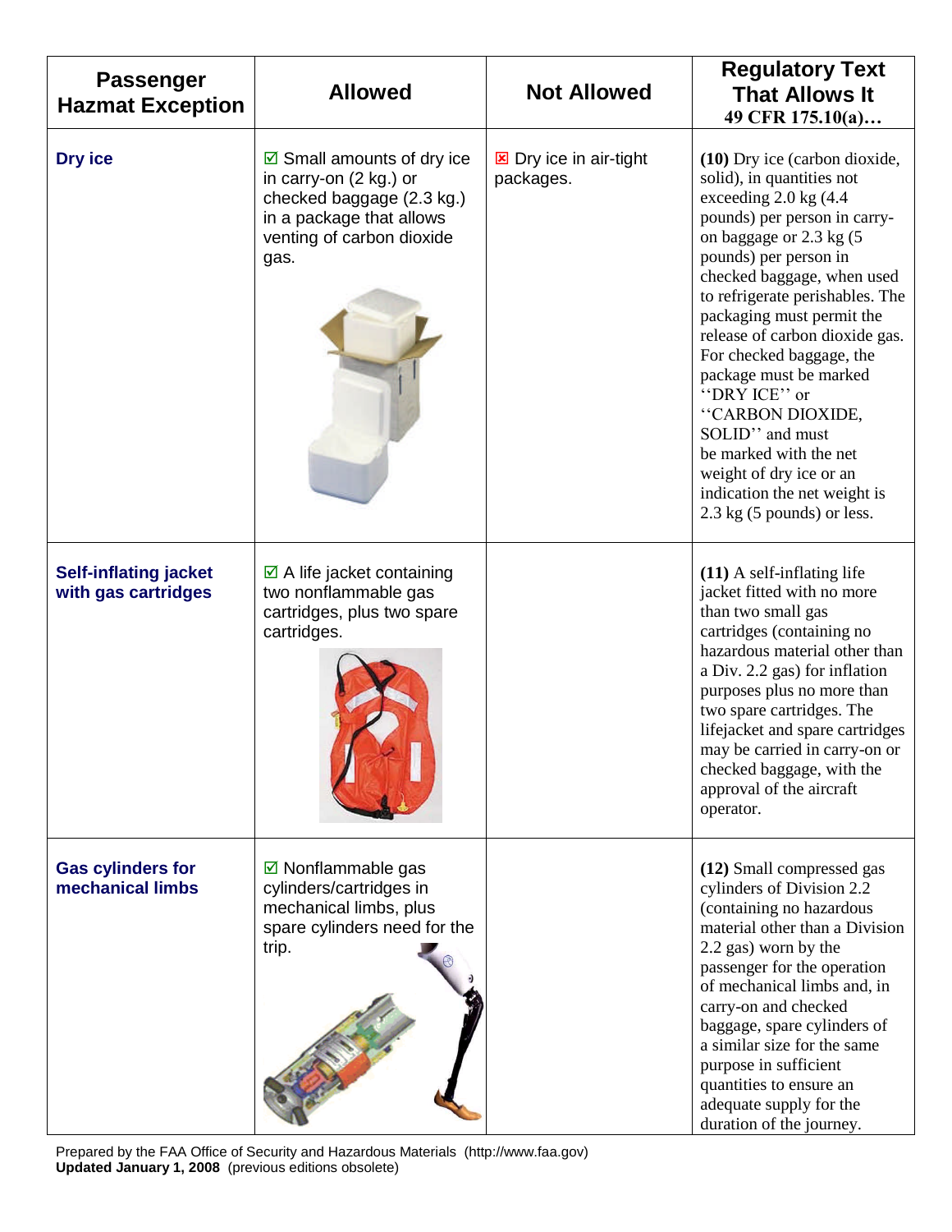| Passenger Hazmat Exception | Allowed | Not Allowed | Regulatory Text That Allows It 49 CFR 175.10(a)… |
|---|---|---|---|
| **Dry ice** | ☑ Small amounts of dry ice in carry-on (2 kg.) or checked baggage (2.3 kg.) in a package that allows venting of carbon dioxide gas. | ☒ Dry ice in air-tight packages. | **(10)** Dry ice (carbon dioxide, solid), in quantities not exceeding 2.0 kg (4.4 pounds) per person in carry-on baggage or 2.3 kg (5 pounds) per person in checked baggage, when used to refrigerate perishables. The packaging must permit the release of carbon dioxide gas. For checked baggage, the package must be marked ''DRY ICE'' or ''CARBON DIOXIDE, SOLID'' and must be marked with the net weight of dry ice or an indication the net weight is 2.3 kg (5 pounds) or less. |
| **Self-inflating jacket with gas cartridges** | ☑ A life jacket containing two nonflammable gas cartridges, plus two spare cartridges. | | **(11)** A self-inflating life jacket fitted with no more than two small gas cartridges (containing no hazardous material other than a Div. 2.2 gas) for inflation purposes plus no more than two spare cartridges. The lifejacket and spare cartridges may be carried in carry-on or checked baggage, with the approval of the aircraft operator. |
| **Gas cylinders for mechanical limbs** | ☑ Nonflammable gas cylinders/cartridges in mechanical limbs, plus spare cylinders need for the trip. | | **(12)** Small compressed gas cylinders of Division 2.2 (containing no hazardous material other than a Division 2.2 gas) worn by the passenger for the operation of mechanical limbs and, in carry-on and checked baggage, spare cylinders of a similar size for the same purpose in sufficient quantities to ensure an adequate supply for the duration of the journey. |

Prepared by the FAA Office of Security and Hazardous Materials (http://www.faa.gov)
**Updated January 1, 2008** (previous editions obsolete)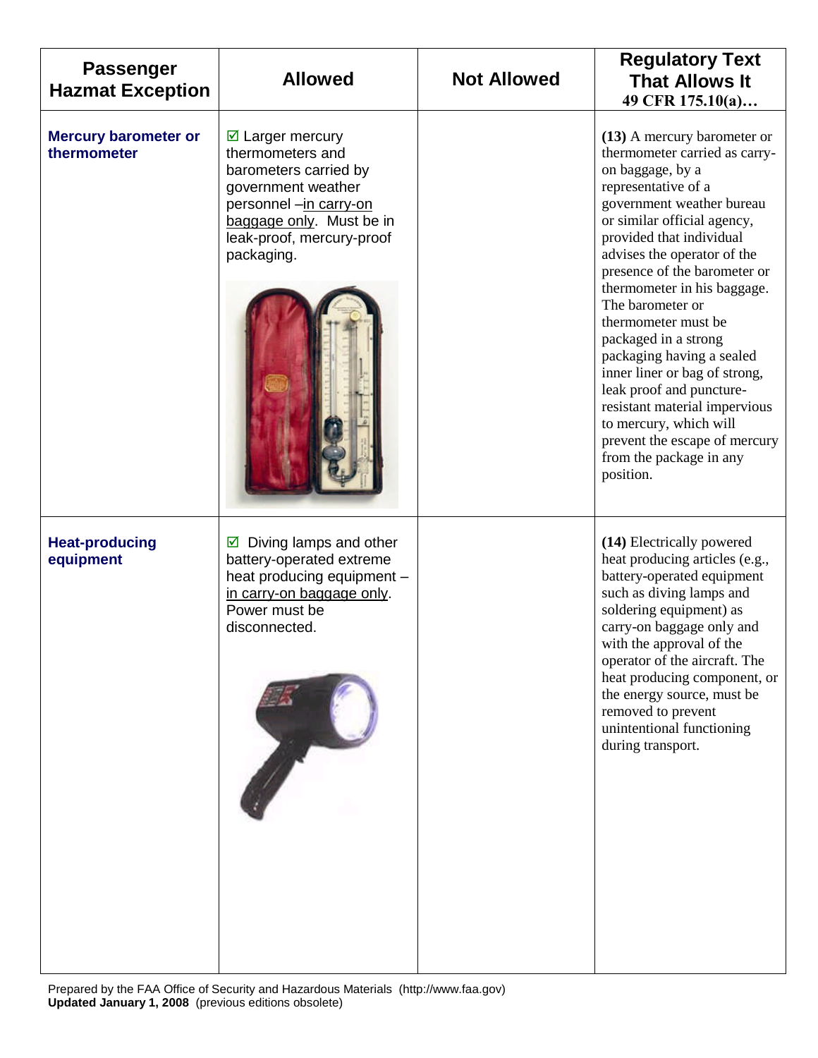| Passenger Hazmat Exception | Allowed | Not Allowed | Regulatory Text That Allows It 49 CFR 175.10(a)… |
|---|---|---|---|
| **Mercury barometer or thermometer** | ☑ Larger mercury thermometers and barometers carried by government weather personnel –in carry-on baggage only. Must be in leak-proof, mercury-proof packaging. | | **(13)** A mercury barometer or thermometer carried as carry-on baggage, by a representative of a government weather bureau or similar official agency, provided that individual advises the operator of the presence of the barometer or thermometer in his baggage. The barometer or thermometer must be packaged in a strong packaging having a sealed inner liner or bag of strong, leak proof and puncture-resistant material impervious to mercury, which will prevent the escape of mercury from the package in any position. |
| **Heat-producing equipment** | ☑ Diving lamps and other battery-operated extreme heat producing equipment – in carry-on baggage only. Power must be disconnected. | | **(14)** Electrically powered heat producing articles (e.g., battery-operated equipment such as diving lamps and soldering equipment) as carry-on baggage only and with the approval of the operator of the aircraft. The heat producing component, or the energy source, must be removed to prevent unintentional functioning during transport. |

Prepared by the FAA Office of Security and Hazardous Materials (http://www.faa.gov)
**Updated January 1, 2008** (previous editions obsolete)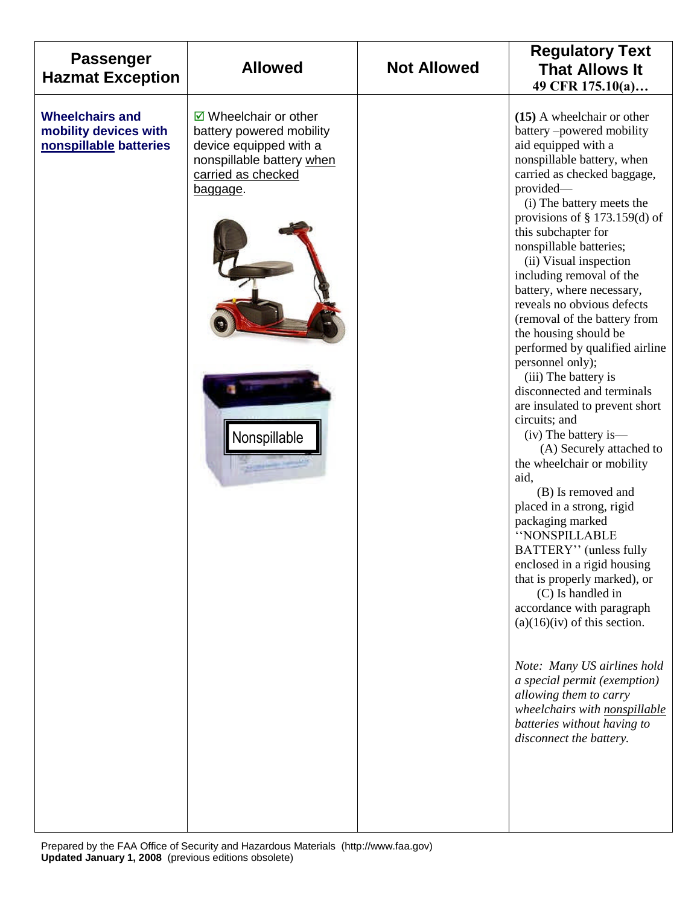| Passenger Hazmat Exception | Allowed | Not Allowed | Regulatory Text That Allows It 49 CFR 175.10(a)… |
| --- | --- | --- | --- |
| **Wheelchairs and mobility devices with nonspillable batteries** | ☑ Wheelchair or other battery powered mobility device equipped with a nonspillable battery when carried as checked baggage.<br><br>Nonspillable | | **(15)** A wheelchair or other battery –powered mobility aid equipped with a nonspillable battery, when carried as checked baggage, provided—<br>(i) The battery meets the provisions of § 173.159(d) of this subchapter for nonspillable batteries;<br>(ii) Visual inspection including removal of the battery, where necessary, reveals no obvious defects (removal of the battery from the housing should be performed by qualified airline personnel only);<br>(iii) The battery is disconnected and terminals are insulated to prevent short circuits; and<br>(iv) The battery is—<br>(A) Securely attached to the wheelchair or mobility aid,<br>(B) Is removed and placed in a strong, rigid packaging marked ''NONSPILLABLE BATTERY'' (unless fully enclosed in a rigid housing that is properly marked), or<br>(C) Is handled in accordance with paragraph (a)(16)(iv) of this section.<br><br>*Note: Many US airlines hold a special permit (exemption) allowing them to carry wheelchairs with nonspillable batteries without having to disconnect the battery.* |

Prepared by the FAA Office of Security and Hazardous Materials (http://www.faa.gov)
**Updated January 1, 2008** (previous editions obsolete)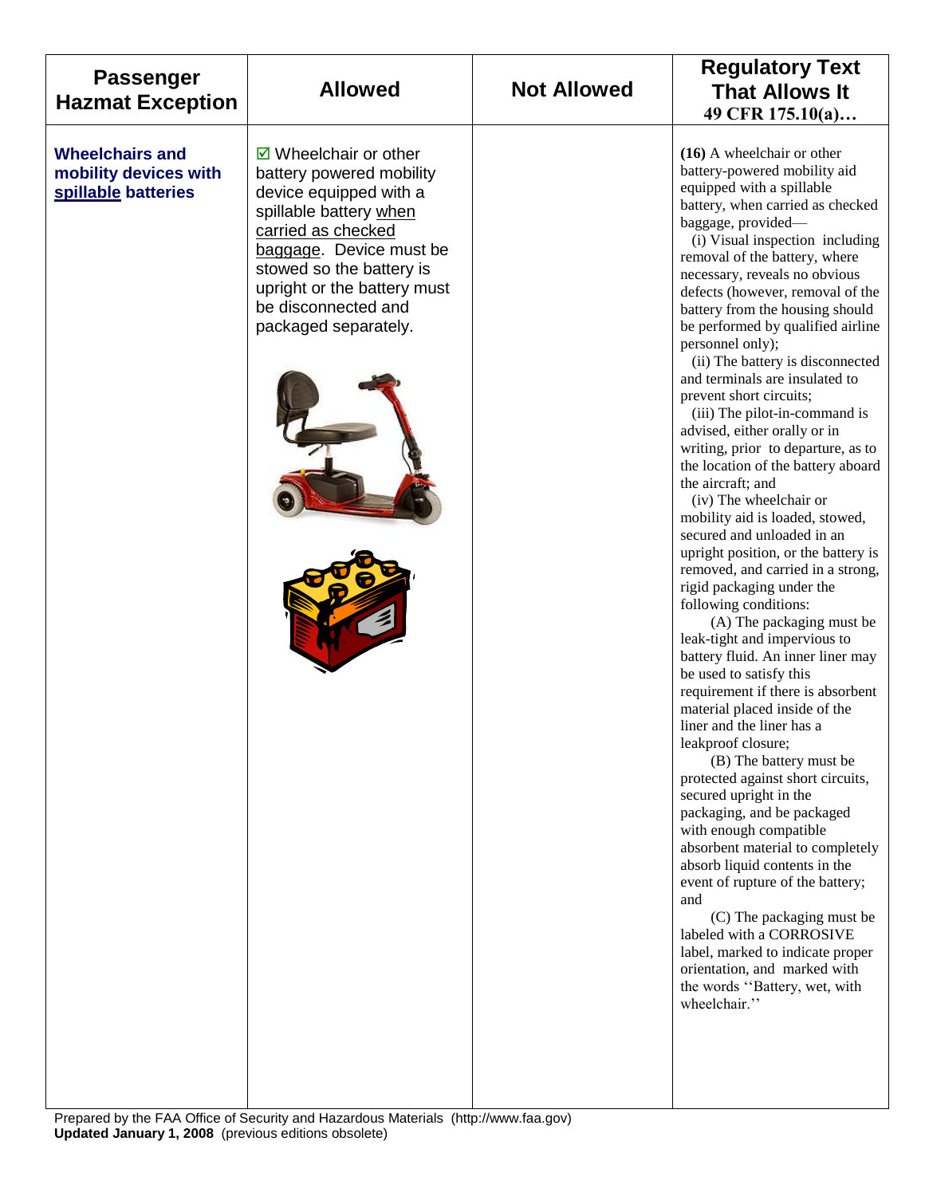| Passenger Hazmat Exception | Allowed | Not Allowed | Regulatory Text That Allows It 49 CFR 175.10(a)… |
|---|---|---|---|
| **Wheelchairs and mobility devices with spillable batteries** | ☑ Wheelchair or other battery powered mobility device equipped with a spillable battery when carried as checked baggage. Device must be stowed so the battery is upright or the battery must be disconnected and packaged separately. | | **(16)** A wheelchair or other battery-powered mobility aid equipped with a spillable battery, when carried as checked baggage, provided— (i) Visual inspection including removal of the battery, where necessary, reveals no obvious defects (however, removal of the battery from the housing should be performed by qualified airline personnel only); (ii) The battery is disconnected and terminals are insulated to prevent short circuits; (iii) The pilot-in-command is advised, either orally or in writing, prior to departure, as to the location of the battery aboard the aircraft; and (iv) The wheelchair or mobility aid is loaded, stowed, secured and unloaded in an upright position, or the battery is removed, and carried in a strong, rigid packaging under the following conditions: (A) The packaging must be leak-tight and impervious to battery fluid. An inner liner may be used to satisfy this requirement if there is absorbent material placed inside of the liner and the liner has a leakproof closure; (B) The battery must be protected against short circuits, secured upright in the packaging, and be packaged with enough compatible absorbent material to completely absorb liquid contents in the event of rupture of the battery; and (C) The packaging must be labeled with a CORROSIVE label, marked to indicate proper orientation, and marked with the words ''Battery, wet, with wheelchair.'' |

Prepared by the FAA Office of Security and Hazardous Materials (http://www.faa.gov)
**Updated January 1, 2008** (previous editions obsolete)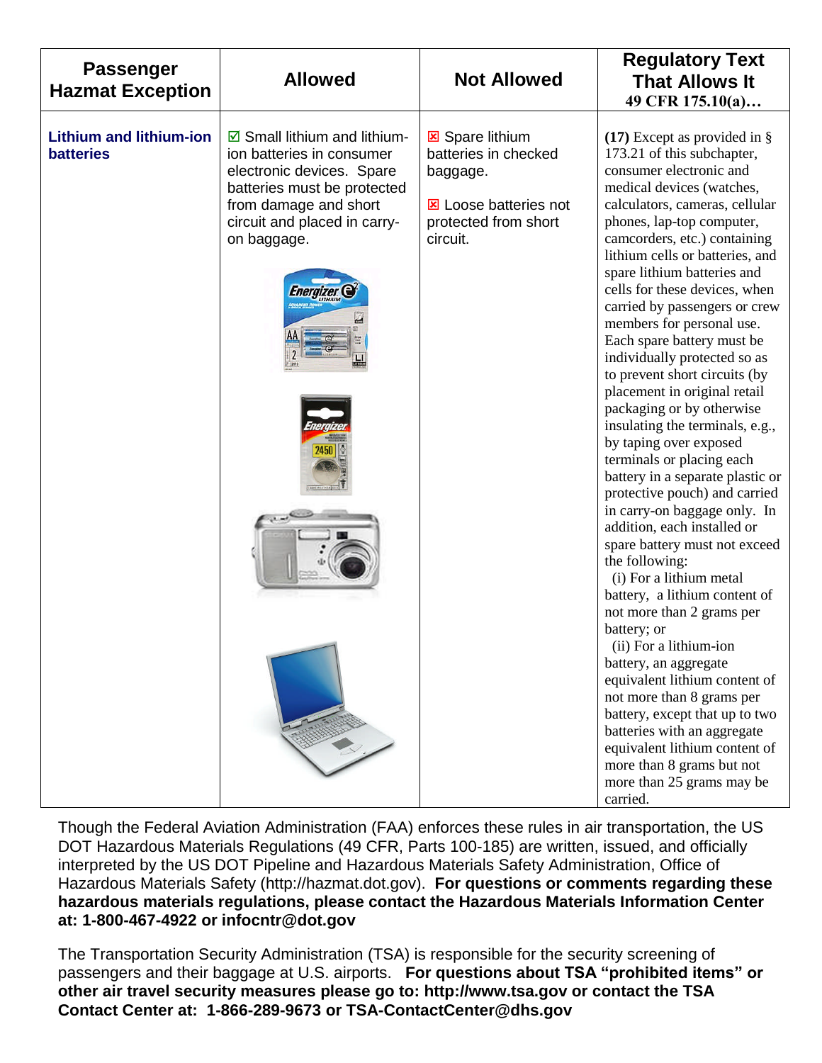| Passenger Hazmat Exception | Allowed | Not Allowed | Regulatory Text That Allows It 49 CFR 175.10(a)… |
|---|---|---|---|
| **Lithium and lithium-ion batteries** | ☑ Small lithium and lithium-ion batteries in consumer electronic devices. Spare batteries must be protected from damage and short circuit and placed in carry-on baggage. | ☒ Spare lithium batteries in checked baggage. ☒ Loose batteries not protected from short circuit. | **(17)** Except as provided in § 173.21 of this subchapter, consumer electronic and medical devices (watches, calculators, cameras, cellular phones, lap-top computer, camcorders, etc.) containing lithium cells or batteries, and spare lithium batteries and cells for these devices, when carried by passengers or crew members for personal use. Each spare battery must be individually protected so as to prevent short circuits (by placement in original retail packaging or by otherwise insulating the terminals, e.g., by taping over exposed terminals or placing each battery in a separate plastic or protective pouch) and carried in carry-on baggage only. In addition, each installed or spare battery must not exceed the following: (i) For a lithium metal battery, a lithium content of not more than 2 grams per battery; or (ii) For a lithium-ion battery, an aggregate equivalent lithium content of not more than 8 grams per battery, except that up to two batteries with an aggregate equivalent lithium content of more than 8 grams but not more than 25 grams may be carried. |

Though the Federal Aviation Administration (FAA) enforces these rules in air transportation, the US DOT Hazardous Materials Regulations (49 CFR, Parts 100-185) are written, issued, and officially interpreted by the US DOT Pipeline and Hazardous Materials Safety Administration, Office of Hazardous Materials Safety (http://hazmat.dot.gov). **For questions or comments regarding these hazardous materials regulations, please contact the Hazardous Materials Information Center at: 1-800-467-4922 or infocntr@dot.gov**

The Transportation Security Administration (TSA) is responsible for the security screening of passengers and their baggage at U.S. airports. **For questions about TSA "prohibited items" or other air travel security measures please go to: http://www.tsa.gov or contact the TSA Contact Center at: 1-866-289-9673 or TSA-ContactCenter@dhs.gov**